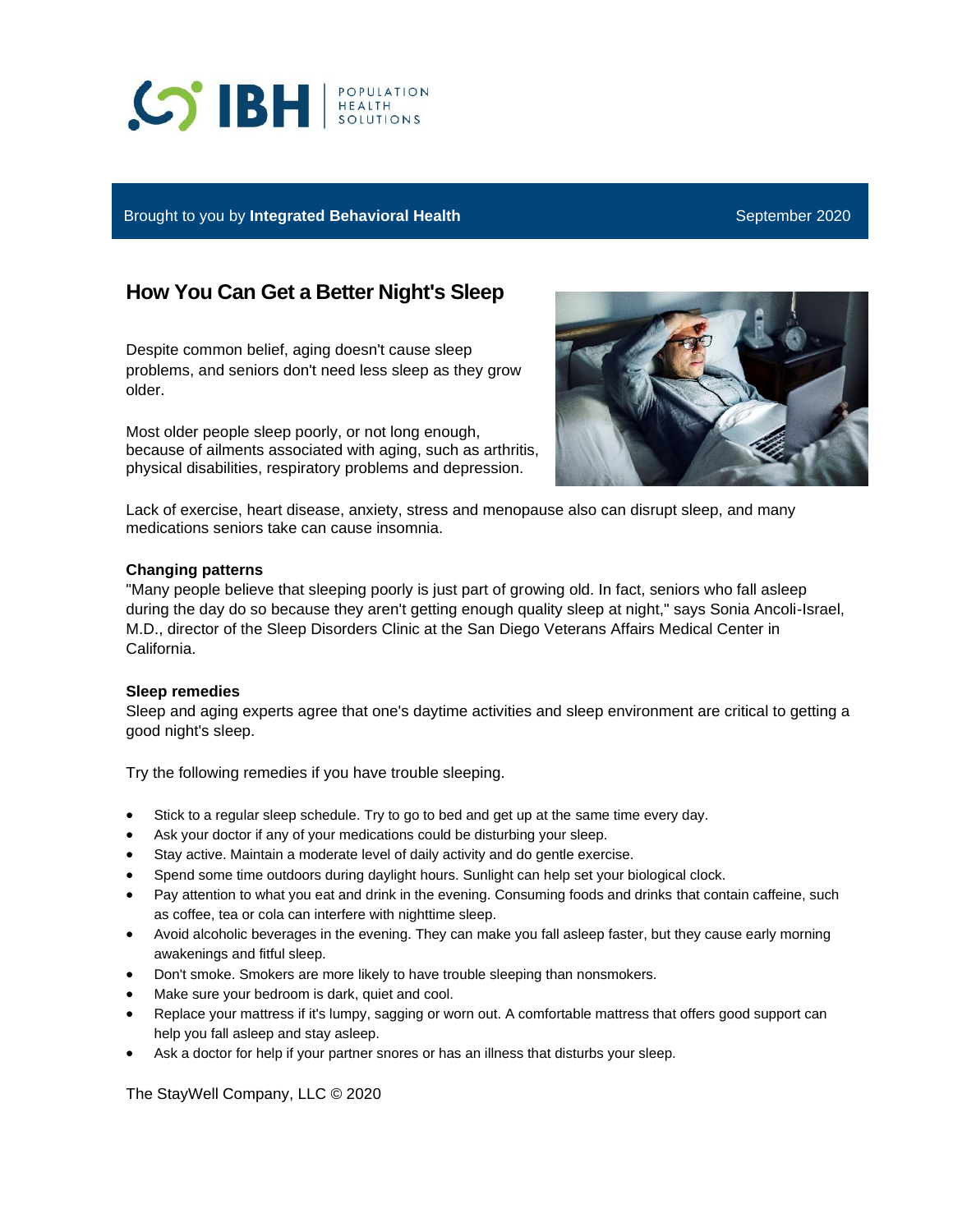IBH POPULATION HEALTH SOLUTIONS

Brought to you by **Integrated Behavioral Health** September 2020

# How You Can Get a Better Night's Sleep

Despite common belief, aging doesn't cause sleep problems, and seniors don't need less sleep as they grow older.

Most older people sleep poorly, or not long enough, because of ailments associated with aging, such as arthritis, physical disabilities, respiratory problems and depression.

Lack of exercise, heart disease, anxiety, stress and menopause also can disrupt sleep, and many medications seniors take can cause insomnia.

**Changing patterns**

"Many people believe that sleeping poorly is just part of growing old. In fact, seniors who fall asleep during the day do so because they aren't getting enough quality sleep at night," says Sonia Ancoli-Israel, M.D., director of the Sleep Disorders Clinic at the San Diego Veterans Affairs Medical Center in California.

**Sleep remedies**

Sleep and aging experts agree that one's daytime activities and sleep environment are critical to getting a good night's sleep.

Try the following remedies if you have trouble sleeping.

- Stick to a regular sleep schedule. Try to go to bed and get up at the same time every day.
- Ask your doctor if any of your medications could be disturbing your sleep.
- Stay active. Maintain a moderate level of daily activity and do gentle exercise.
- Spend some time outdoors during daylight hours. Sunlight can help set your biological clock.
- Pay attention to what you eat and drink in the evening. Consuming foods and drinks that contain caffeine, such as coffee, tea or cola can interfere with nighttime sleep.
- Avoid alcoholic beverages in the evening. They can make you fall asleep faster, but they cause early morning awakenings and fitful sleep.
- Don't smoke. Smokers are more likely to have trouble sleeping than nonsmokers.
- Make sure your bedroom is dark, quiet and cool.
- Replace your mattress if it's lumpy, sagging or worn out. A comfortable mattress that offers good support can help you fall asleep and stay asleep.
- Ask a doctor for help if your partner snores or has an illness that disturbs your sleep.

The StayWell Company, LLC © 2020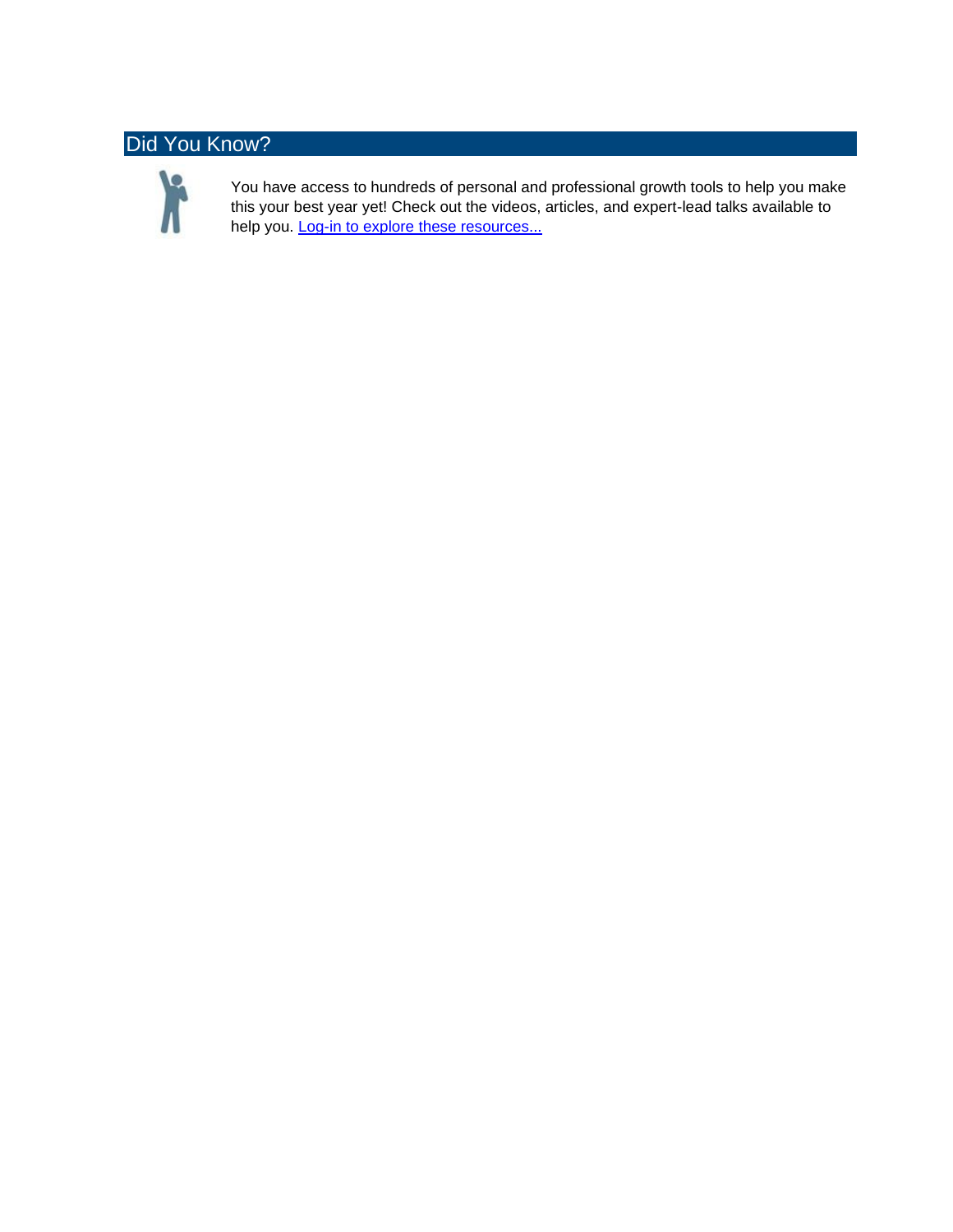## Did You Know?

You have access to hundreds of personal and professional growth tools to help you make this your best year yet! Check out the videos, articles, and expert-lead talks available to help you. Log-in to explore these resources...